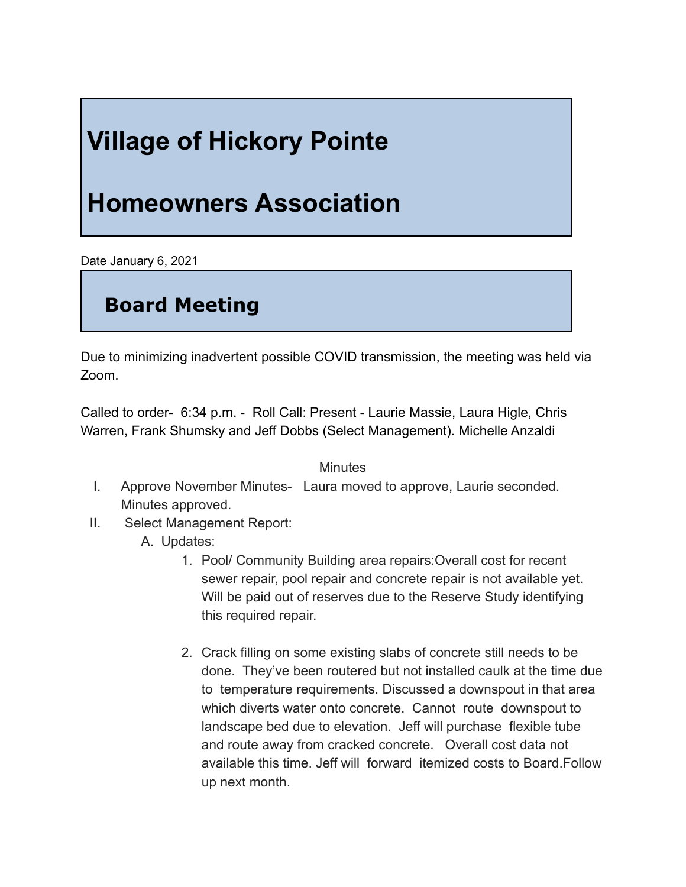# Village of Hickory Pointe

# Homeowners Association

Date January 6, 2021

## Board Meeting

Due to minimizing inadvertent possible COVID transmission, the meeting was held via Zoom.

Called to order- 6:34 p.m. - Roll Call: Present - Laurie Massie, Laura Higle, Chris Warren, Frank Shumsky and Jeff Dobbs (Select Management). Michelle Anzaldi

Minutes

I. Approve November Minutes- Laura moved to approve, Laurie seconded. Minutes approved.

II. Select Management Report:

   A. Updates:

      1. Pool/ Community Building area repairs:Overall cost for recent sewer repair, pool repair and concrete repair is not available yet. Will be paid out of reserves due to the Reserve Study identifying this required repair.

      2. Crack filling on some existing slabs of concrete still needs to be done. They've been routered but not installed caulk at the time due to temperature requirements. Discussed a downspout in that area which diverts water onto concrete. Cannot route downspout to landscape bed due to elevation. Jeff will purchase flexible tube and route away from cracked concrete. Overall cost data not available this time. Jeff will forward itemized costs to Board.Follow up next month.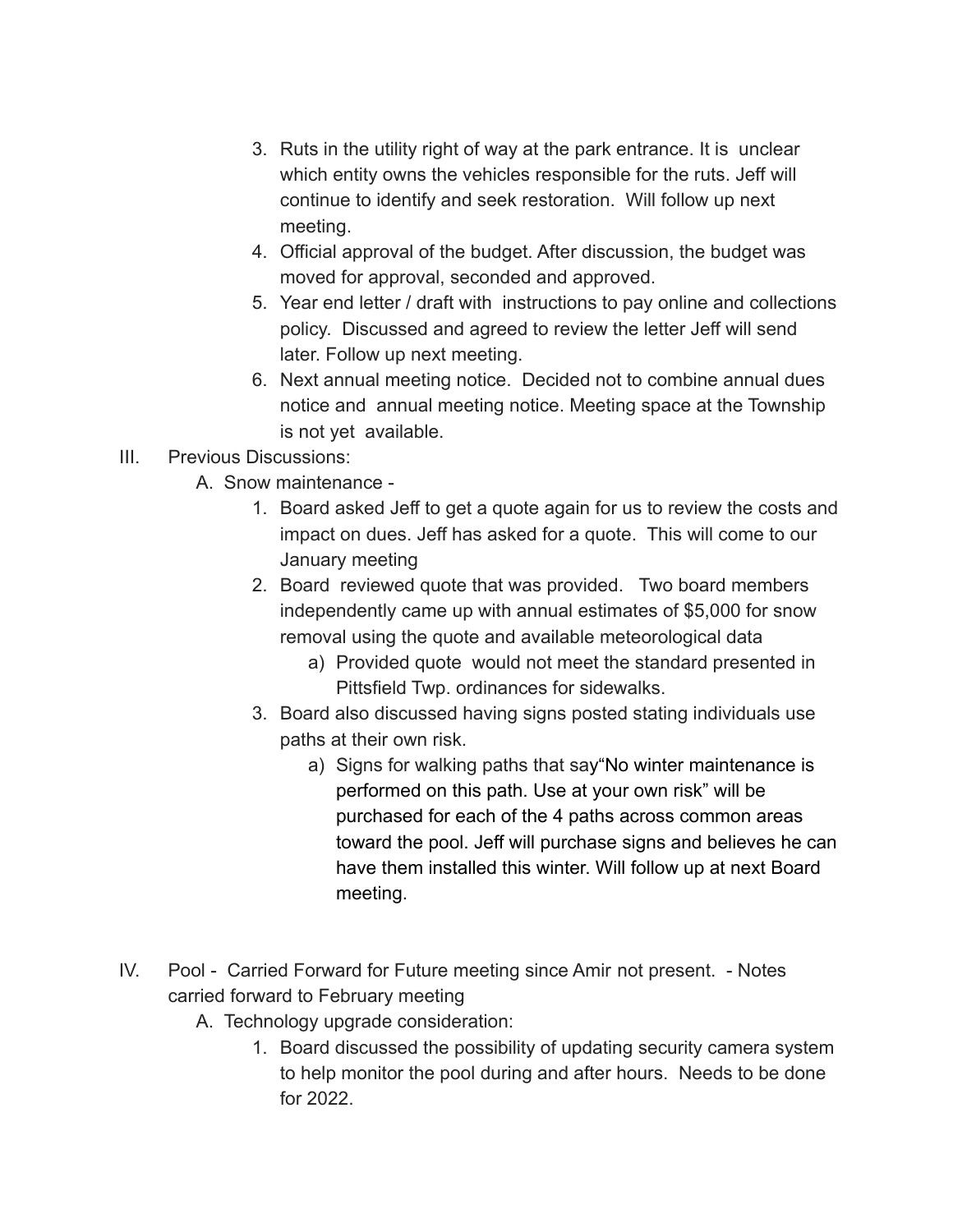3. Ruts in the utility right of way at the park entrance. It is unclear which entity owns the vehicles responsible for the ruts. Jeff will continue to identify and seek restoration. Will follow up next meeting.
4. Official approval of the budget. After discussion, the budget was moved for approval, seconded and approved.
5. Year end letter / draft with instructions to pay online and collections policy. Discussed and agreed to review the letter Jeff will send later. Follow up next meeting.
6. Next annual meeting notice. Decided not to combine annual dues notice and annual meeting notice. Meeting space at the Township is not yet available.

III. Previous Discussions:

A. Snow maintenance -

1. Board asked Jeff to get a quote again for us to review the costs and impact on dues. Jeff has asked for a quote. This will come to our January meeting
2. Board reviewed quote that was provided. Two board members independently came up with annual estimates of $5,000 for snow removal using the quote and available meteorological data
   a) Provided quote would not meet the standard presented in Pittsfield Twp. ordinances for sidewalks.
3. Board also discussed having signs posted stating individuals use paths at their own risk.
   a) Signs for walking paths that say"No winter maintenance is performed on this path. Use at your own risk" will be purchased for each of the 4 paths across common areas toward the pool. Jeff will purchase signs and believes he can have them installed this winter. Will follow up at next Board meeting.

IV. Pool - Carried Forward for Future meeting since Amir not present. - Notes carried forward to February meeting

A. Technology upgrade consideration:

1. Board discussed the possibility of updating security camera system to help monitor the pool during and after hours. Needs to be done for 2022.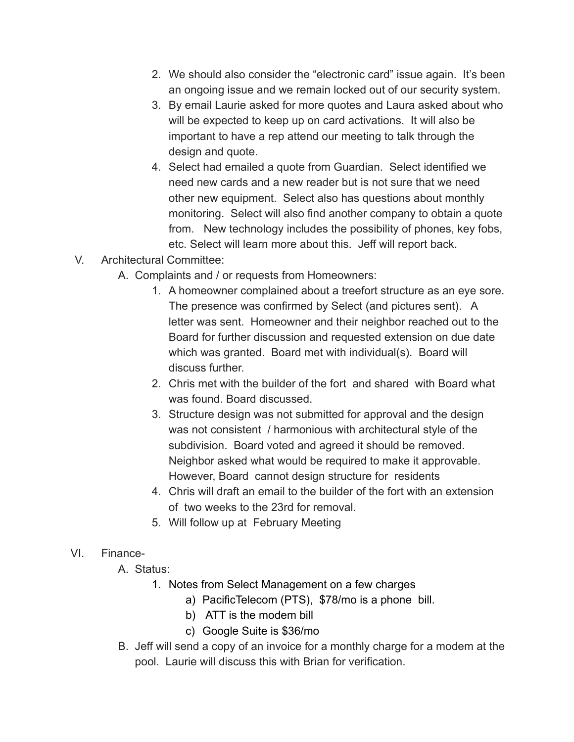2. We should also consider the "electronic card" issue again. It's been an ongoing issue and we remain locked out of our security system.
3. By email Laurie asked for more quotes and Laura asked about who will be expected to keep up on card activations. It will also be important to have a rep attend our meeting to talk through the design and quote.
4. Select had emailed a quote from Guardian. Select identified we need new cards and a new reader but is not sure that we need other new equipment. Select also has questions about monthly monitoring. Select will also find another company to obtain a quote from. New technology includes the possibility of phones, key fobs, etc. Select will learn more about this. Jeff will report back.

V. Architectural Committee:

A. Complaints and / or requests from Homeowners:

1. A homeowner complained about a treefort structure as an eye sore. The presence was confirmed by Select (and pictures sent). A letter was sent. Homeowner and their neighbor reached out to the Board for further discussion and requested extension on due date which was granted. Board met with individual(s). Board will discuss further.
2. Chris met with the builder of the fort and shared with Board what was found. Board discussed.
3. Structure design was not submitted for approval and the design was not consistent / harmonious with architectural style of the subdivision. Board voted and agreed it should be removed. Neighbor asked what would be required to make it approvable. However, Board cannot design structure for residents
4. Chris will draft an email to the builder of the fort with an extension of two weeks to the 23rd for removal.
5. Will follow up at February Meeting

VI. Finance-

A. Status:

1. Notes from Select Management on a few charges
   a) PacificTelecom (PTS), $78/mo is a phone bill.
   b) ATT is the modem bill
   c) Google Suite is $36/mo

B. Jeff will send a copy of an invoice for a monthly charge for a modem at the pool. Laurie will discuss this with Brian for verification.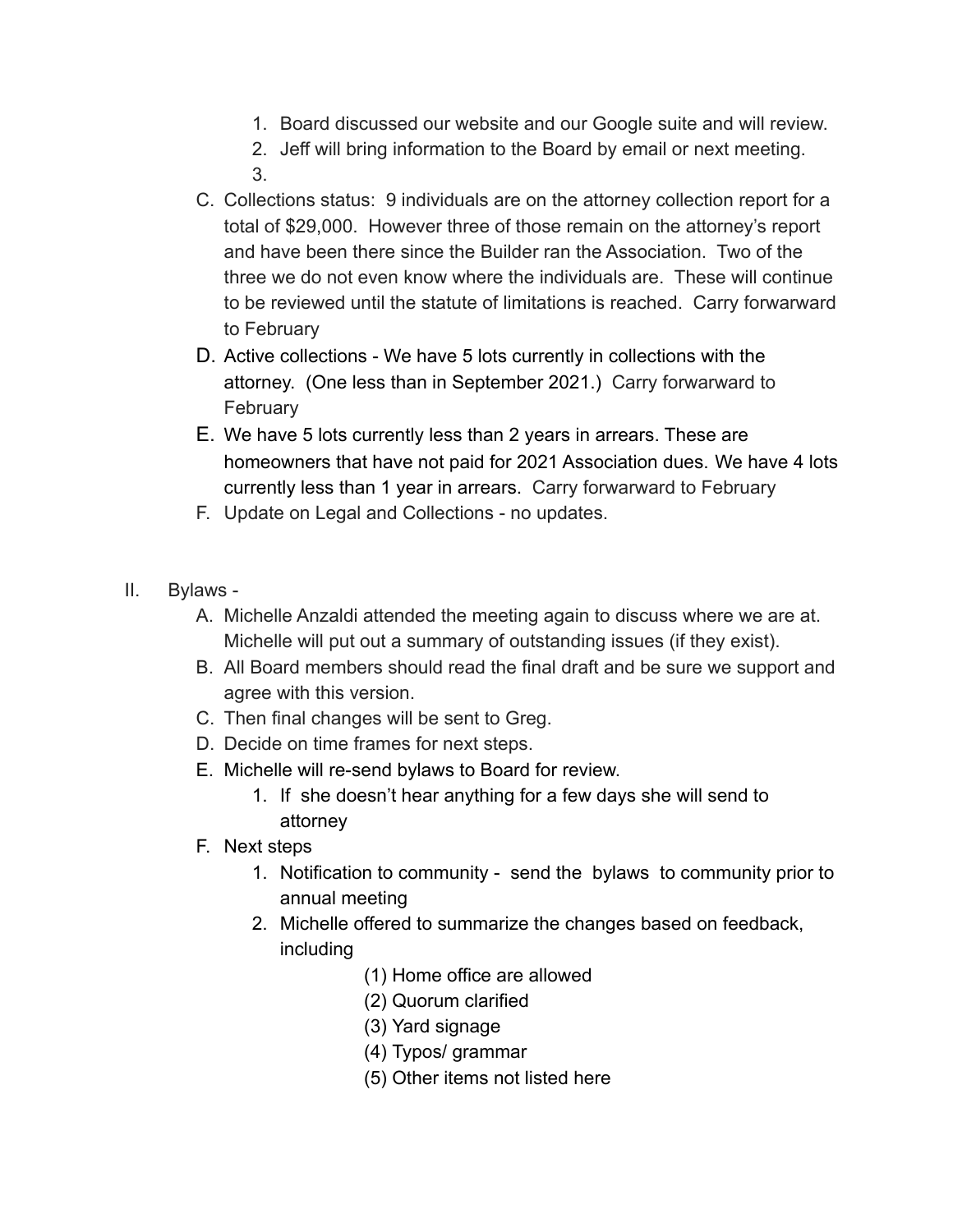1. Board discussed our website and our Google suite and will review.
2. Jeff will bring information to the Board by email or next meeting.
3.

C. Collections status: 9 individuals are on the attorney collection report for a total of $29,000. However three of those remain on the attorney's report and have been there since the Builder ran the Association. Two of the three we do not even know where the individuals are. These will continue to be reviewed until the statute of limitations is reached. Carry forwarward to February

D. Active collections - We have 5 lots currently in collections with the attorney. (One less than in September 2021.) Carry forwarward to February

E. We have 5 lots currently less than 2 years in arrears. These are homeowners that have not paid for 2021 Association dues. We have 4 lots currently less than 1 year in arrears. Carry forwarward to February

F. Update on Legal and Collections - no updates.

II. Bylaws -

A. Michelle Anzaldi attended the meeting again to discuss where we are at. Michelle will put out a summary of outstanding issues (if they exist).

B. All Board members should read the final draft and be sure we support and agree with this version.

C. Then final changes will be sent to Greg.

D. Decide on time frames for next steps.

E. Michelle will re-send bylaws to Board for review.
   1. If she doesn't hear anything for a few days she will send to attorney

F. Next steps
   1. Notification to community - send the bylaws to community prior to annual meeting
   2. Michelle offered to summarize the changes based on feedback, including
      (1) Home office are allowed
      (2) Quorum clarified
      (3) Yard signage
      (4) Typos/ grammar
      (5) Other items not listed here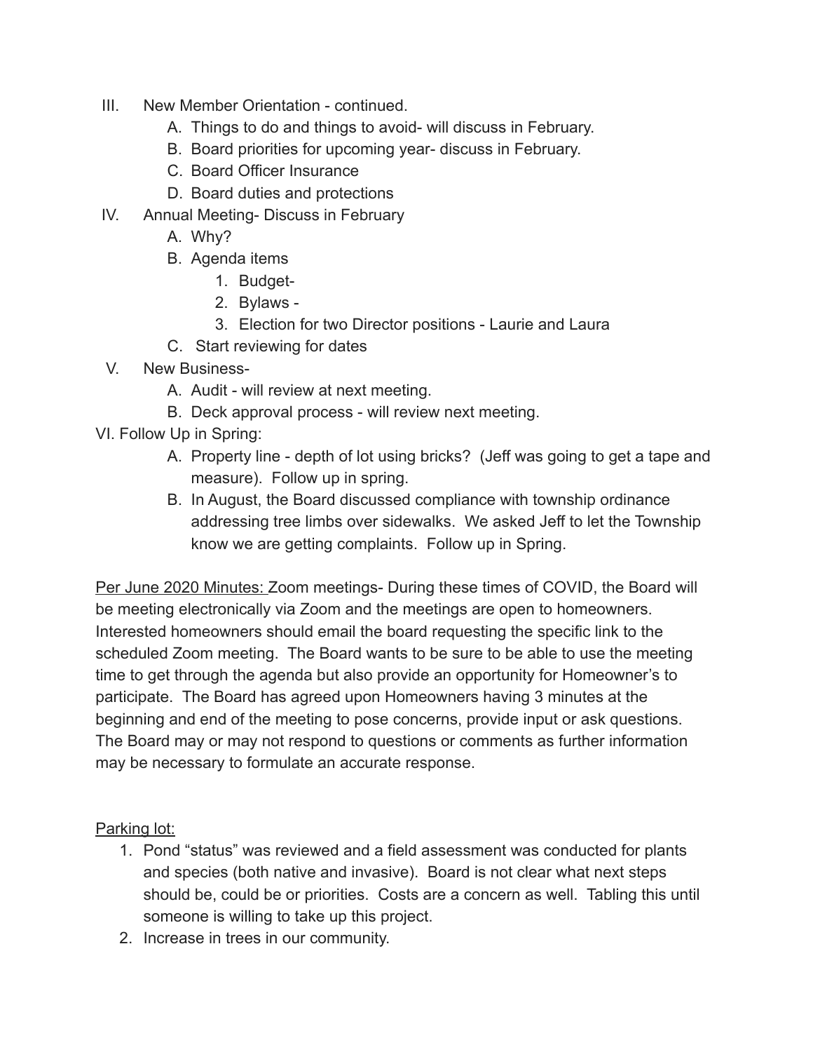III. New Member Orientation - continued.
   A. Things to do and things to avoid- will discuss in February.
   B. Board priorities for upcoming year- discuss in February.
   C. Board Officer Insurance
   D. Board duties and protections

IV. Annual Meeting- Discuss in February
   A. Why?
   B. Agenda items
      1. Budget-
      2. Bylaws -
      3. Election for two Director positions - Laurie and Laura
   C. Start reviewing for dates

V. New Business-
   A. Audit - will review at next meeting.
   B. Deck approval process - will review next meeting.

VI. Follow Up in Spring:
   A. Property line - depth of lot using bricks? (Jeff was going to get a tape and measure). Follow up in spring.
   B. In August, the Board discussed compliance with township ordinance addressing tree limbs over sidewalks. We asked Jeff to let the Township know we are getting complaints. Follow up in Spring.

<u>Per June 2020 Minutes:</u> Zoom meetings- During these times of COVID, the Board will be meeting electronically via Zoom and the meetings are open to homeowners. Interested homeowners should email the board requesting the specific link to the scheduled Zoom meeting. The Board wants to be sure to be able to use the meeting time to get through the agenda but also provide an opportunity for Homeowner's to participate. The Board has agreed upon Homeowners having 3 minutes at the beginning and end of the meeting to pose concerns, provide input or ask questions. The Board may or may not respond to questions or comments as further information may be necessary to formulate an accurate response.

<u>Parking lot:</u>

1. Pond "status" was reviewed and a field assessment was conducted for plants and species (both native and invasive). Board is not clear what next steps should be, could be or priorities. Costs are a concern as well. Tabling this until someone is willing to take up this project.
2. Increase in trees in our community.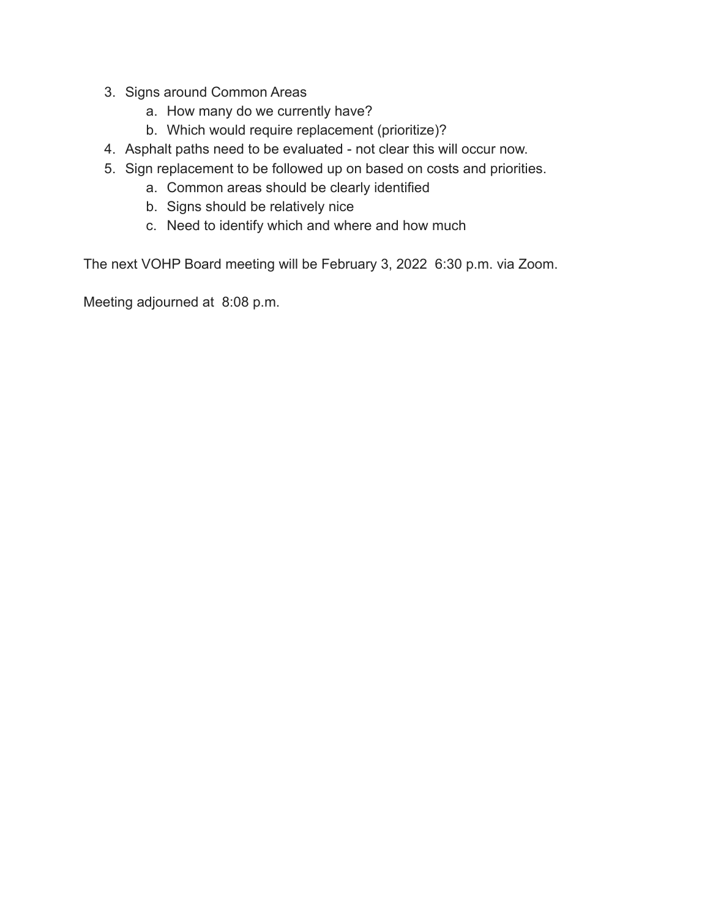3. Signs around Common Areas
    a. How many do we currently have?
    b. Which would require replacement (prioritize)?
4. Asphalt paths need to be evaluated - not clear this will occur now.
5. Sign replacement to be followed up on based on costs and priorities.
    a. Common areas should be clearly identified
    b. Signs should be relatively nice
    c. Need to identify which and where and how much

The next VOHP Board meeting will be February 3, 2022 6:30 p.m. via Zoom.

Meeting adjourned at 8:08 p.m.